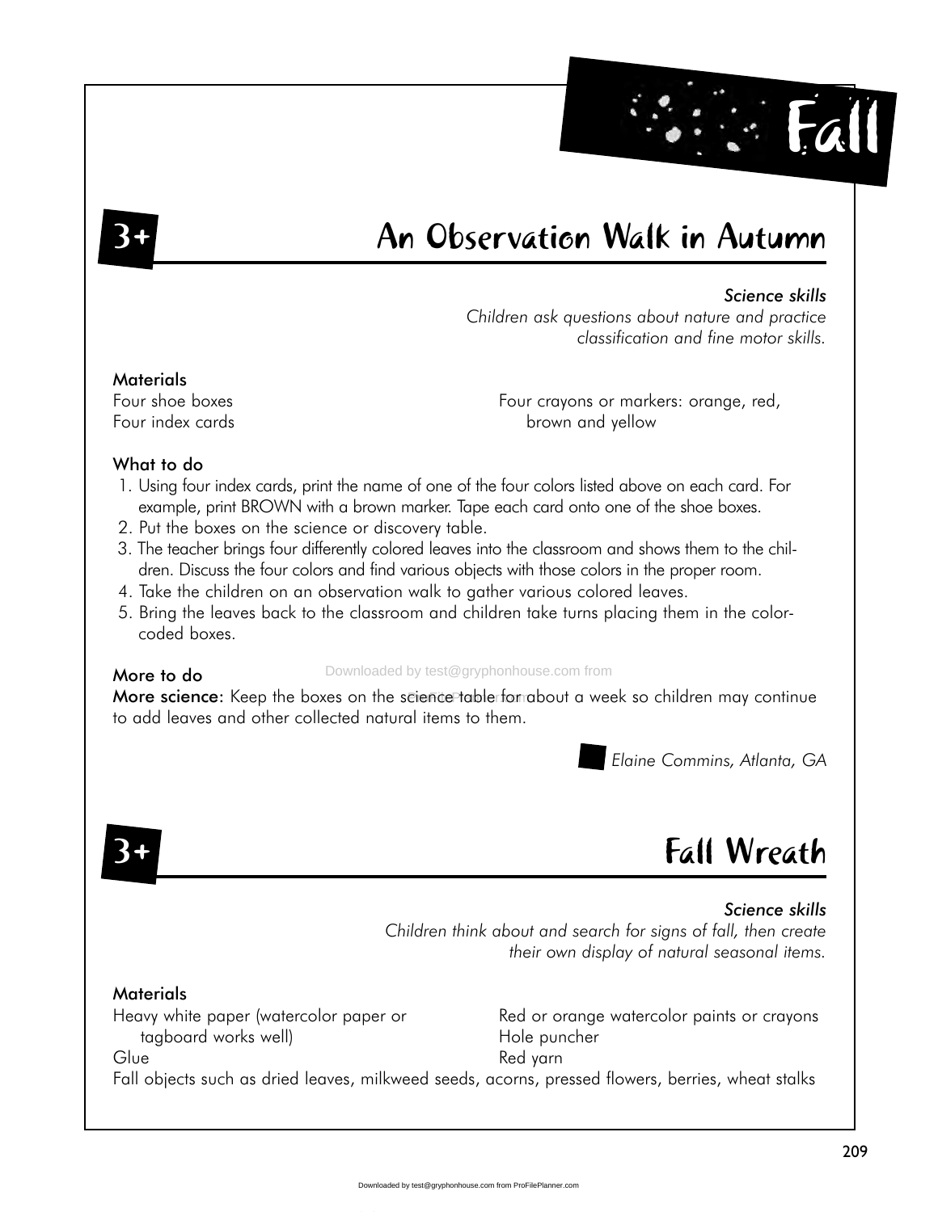# Fall

## 3+ An Observation Walk in Autumn

*Science skills*
*Children ask questions about nature and practice classification and fine motor skills.*

### Materials

Four shoe boxes
Four index cards
Four crayons or markers: orange, red, brown and yellow

### What to do

1. Using four index cards, print the name of one of the four colors listed above on each card. For example, print BROWN with a brown marker. Tape each card onto one of the shoe boxes.
2. Put the boxes on the science or discovery table.
3. The teacher brings four differently colored leaves into the classroom and shows them to the children. Discuss the four colors and find various objects with those colors in the proper room.
4. Take the children on an observation walk to gather various colored leaves.
5. Bring the leaves back to the classroom and children take turns placing them in the color-coded boxes.

### More to do

**More science:** Keep the boxes on the science table for about a week so children may continue to add leaves and other collected natural items to them.

*Elaine Commins, Atlanta, GA*

## 3+ Fall Wreath

*Science skills*
*Children think about and search for signs of fall, then create their own display of natural seasonal items.*

### Materials

Heavy white paper (watercolor paper or tagboard works well)
Glue
Red or orange watercolor paints or crayons
Hole puncher
Red yarn
Fall objects such as dried leaves, milkweed seeds, acorns, pressed flowers, berries, wheat stalks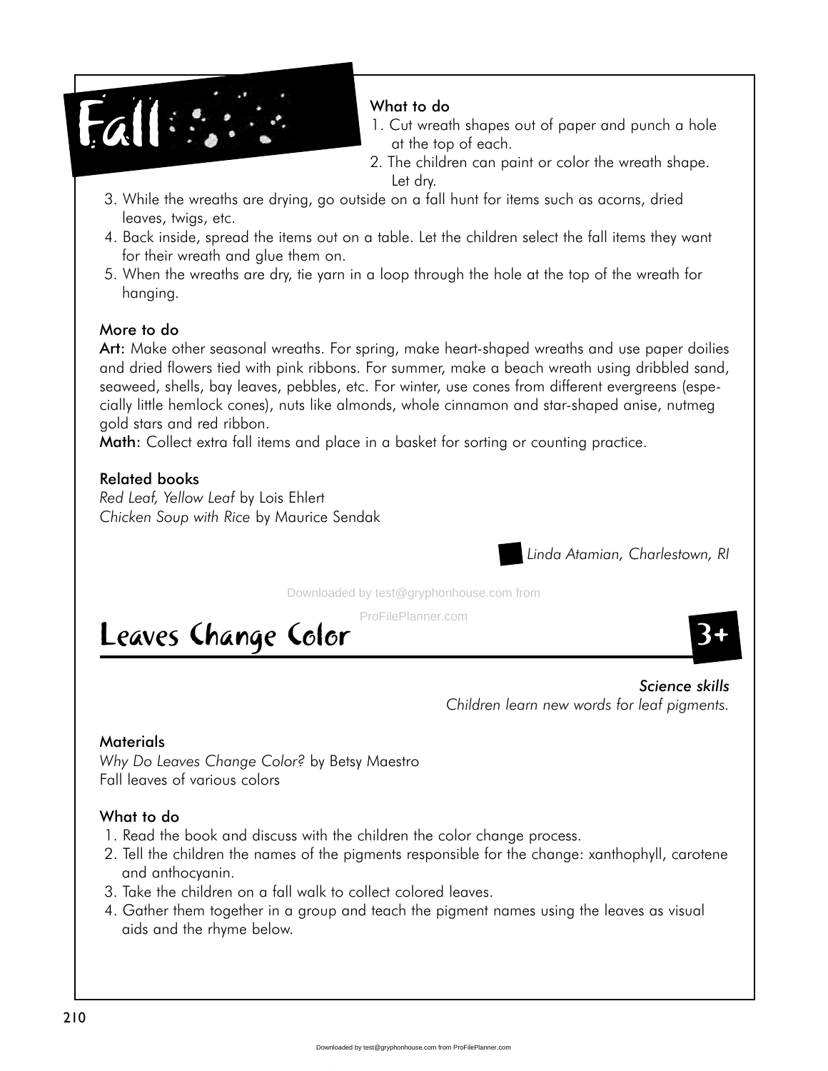# Fall

### What to do

1. Cut wreath shapes out of paper and punch a hole at the top of each.
2. The children can paint or color the wreath shape. Let dry.
3. While the wreaths are drying, go outside on a fall hunt for items such as acorns, dried leaves, twigs, etc.
4. Back inside, spread the items out on a table. Let the children select the fall items they want for their wreath and glue them on.
5. When the wreaths are dry, tie yarn in a loop through the hole at the top of the wreath for hanging.

### More to do

**Art:** Make other seasonal wreaths. For spring, make heart-shaped wreaths and use paper doilies and dried flowers tied with pink ribbons. For summer, make a beach wreath using dribbled sand, seaweed, shells, bay leaves, pebbles, etc. For winter, use cones from different evergreens (especially little hemlock cones), nuts like almonds, whole cinnamon and star-shaped anise, nutmeg gold stars and red ribbon.

**Math:** Collect extra fall items and place in a basket for sorting or counting practice.

### Related books

*Red Leaf, Yellow Leaf* by Lois Ehlert
*Chicken Soup with Rice* by Maurice Sendak

*Linda Atamian, Charlestown, RI*

## Leaves Change Color 3+

*Science skills*
*Children learn new words for leaf pigments.*

### Materials

*Why Do Leaves Change Color?* by Betsy Maestro
Fall leaves of various colors

### What to do

1. Read the book and discuss with the children the color change process.
2. Tell the children the names of the pigments responsible for the change: xanthophyll, carotene and anthocyanin.
3. Take the children on a fall walk to collect colored leaves.
4. Gather them together in a group and teach the pigment names using the leaves as visual aids and the rhyme below.